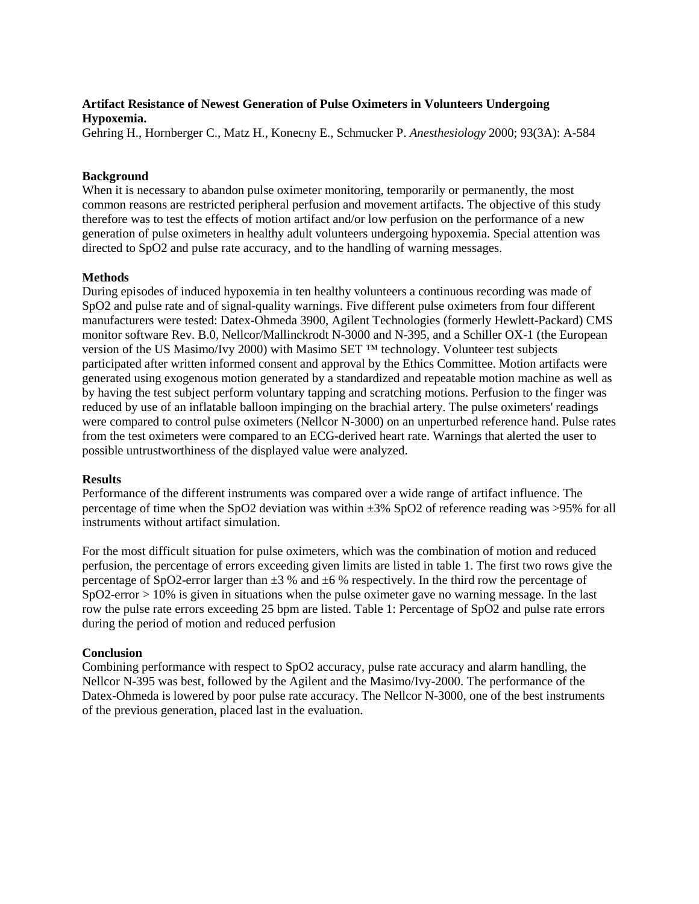**Artifact Resistance of Newest Generation of Pulse Oximeters in Volunteers Undergoing Hypoxemia.**

Gehring H., Hornberger C., Matz H., Konecny E., Schmucker P. *Anesthesiology* 2000; 93(3A): A-584

**Background**

When it is necessary to abandon pulse oximeter monitoring, temporarily or permanently, the most common reasons are restricted peripheral perfusion and movement artifacts. The objective of this study therefore was to test the effects of motion artifact and/or low perfusion on the performance of a new generation of pulse oximeters in healthy adult volunteers undergoing hypoxemia. Special attention was directed to SpO2 and pulse rate accuracy, and to the handling of warning messages.

**Methods**

During episodes of induced hypoxemia in ten healthy volunteers a continuous recording was made of SpO2 and pulse rate and of signal-quality warnings. Five different pulse oximeters from four different manufacturers were tested: Datex-Ohmeda 3900, Agilent Technologies (formerly Hewlett-Packard) CMS monitor software Rev. B.0, Nellcor/Mallinckrodt N-3000 and N-395, and a Schiller OX-1 (the European version of the US Masimo/Ivy 2000) with Masimo SET ™ technology. Volunteer test subjects participated after written informed consent and approval by the Ethics Committee. Motion artifacts were generated using exogenous motion generated by a standardized and repeatable motion machine as well as by having the test subject perform voluntary tapping and scratching motions. Perfusion to the finger was reduced by use of an inflatable balloon impinging on the brachial artery. The pulse oximeters' readings were compared to control pulse oximeters (Nellcor N-3000) on an unperturbed reference hand. Pulse rates from the test oximeters were compared to an ECG-derived heart rate. Warnings that alerted the user to possible untrustworthiness of the displayed value were analyzed.

**Results**

Performance of the different instruments was compared over a wide range of artifact influence. The percentage of time when the SpO2 deviation was within ±3% SpO2 of reference reading was >95% for all instruments without artifact simulation.

For the most difficult situation for pulse oximeters, which was the combination of motion and reduced perfusion, the percentage of errors exceeding given limits are listed in table 1. The first two rows give the percentage of SpO2-error larger than ±3 % and ±6 % respectively. In the third row the percentage of SpO2-error > 10% is given in situations when the pulse oximeter gave no warning message. In the last row the pulse rate errors exceeding 25 bpm are listed. Table 1: Percentage of SpO2 and pulse rate errors during the period of motion and reduced perfusion

**Conclusion**

Combining performance with respect to SpO2 accuracy, pulse rate accuracy and alarm handling, the Nellcor N-395 was best, followed by the Agilent and the Masimo/Ivy-2000. The performance of the Datex-Ohmeda is lowered by poor pulse rate accuracy. The Nellcor N-3000, one of the best instruments of the previous generation, placed last in the evaluation.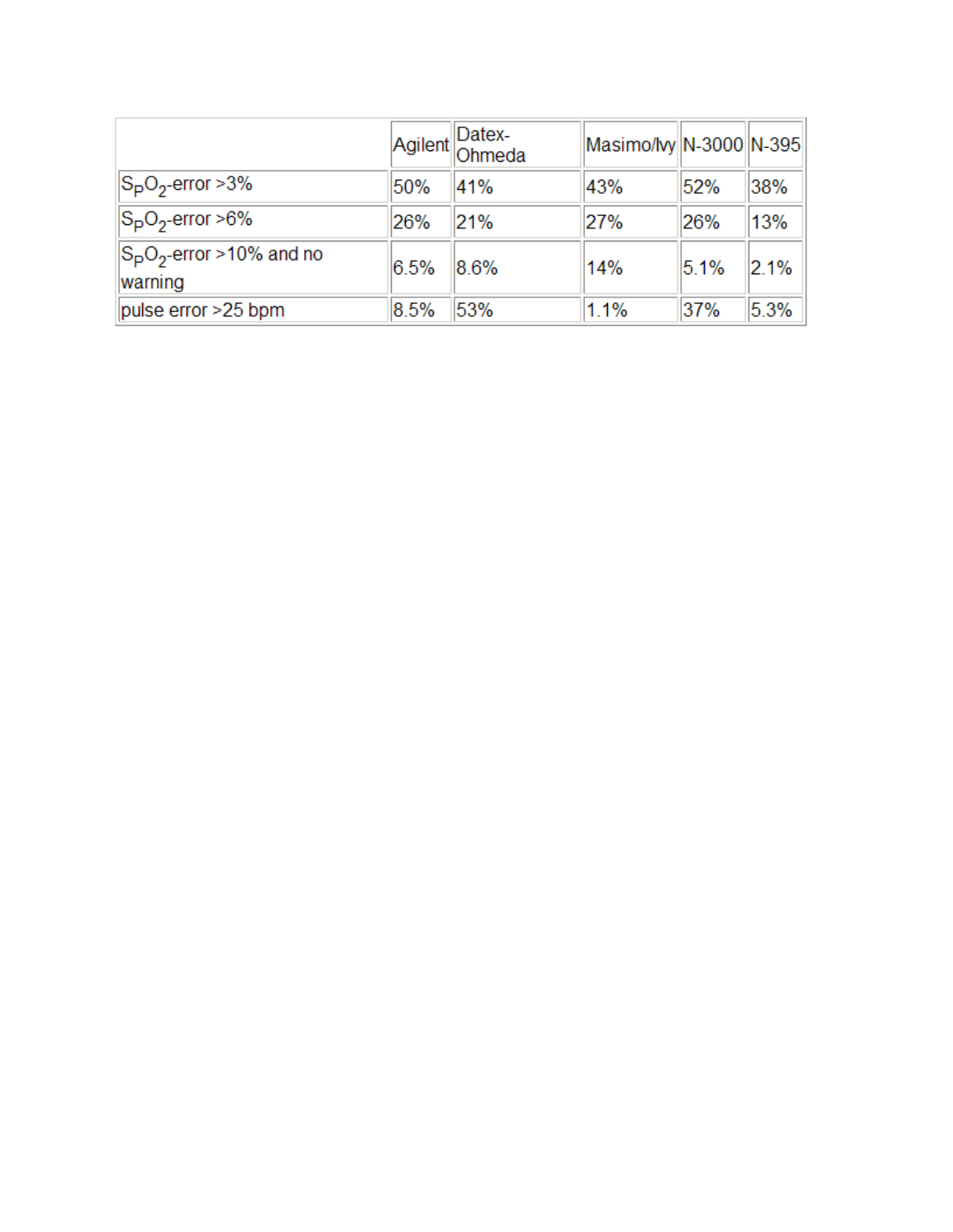| | Agilent | Datex-Ohmeda | Masimo/Ivy | N-3000 | N-395 |
|---|---|---|---|---|---|
| $S_pO_2$-error >3% | 50% | 41% | 43% | 52% | 38% |
| $S_pO_2$-error >6% | 26% | 21% | 27% | 26% | 13% |
| $S_pO_2$-error >10% and no warning | 6.5% | 8.6% | 14% | 5.1% | 2.1% |
| pulse error >25 bpm | 8.5% | 53% | 1.1% | 37% | 5.3% |